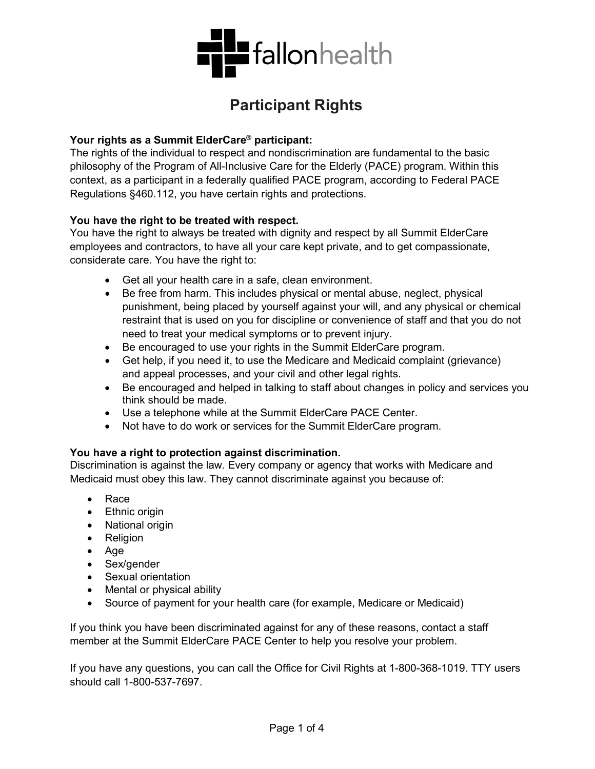fallonhealth

# Participant Rights

**Your rights as a Summit ElderCare® participant:**
The rights of the individual to respect and nondiscrimination are fundamental to the basic philosophy of the Program of All-Inclusive Care for the Elderly (PACE) program. Within this context, as a participant in a federally qualified PACE program, according to Federal PACE Regulations §460.112, you have certain rights and protections.

**You have the right to be treated with respect.**
You have the right to always be treated with dignity and respect by all Summit ElderCare employees and contractors, to have all your care kept private, and to get compassionate, considerate care. You have the right to:

- Get all your health care in a safe, clean environment.
- Be free from harm. This includes physical or mental abuse, neglect, physical punishment, being placed by yourself against your will, and any physical or chemical restraint that is used on you for discipline or convenience of staff and that you do not need to treat your medical symptoms or to prevent injury.
- Be encouraged to use your rights in the Summit ElderCare program.
- Get help, if you need it, to use the Medicare and Medicaid complaint (grievance) and appeal processes, and your civil and other legal rights.
- Be encouraged and helped in talking to staff about changes in policy and services you think should be made.
- Use a telephone while at the Summit ElderCare PACE Center.
- Not have to do work or services for the Summit ElderCare program.

**You have a right to protection against discrimination.**
Discrimination is against the law. Every company or agency that works with Medicare and Medicaid must obey this law. They cannot discriminate against you because of:

- Race
- Ethnic origin
- National origin
- Religion
- Age
- Sex/gender
- Sexual orientation
- Mental or physical ability
- Source of payment for your health care (for example, Medicare or Medicaid)

If you think you have been discriminated against for any of these reasons, contact a staff member at the Summit ElderCare PACE Center to help you resolve your problem.

If you have any questions, you can call the Office for Civil Rights at 1-800-368-1019. TTY users should call 1-800-537-7697.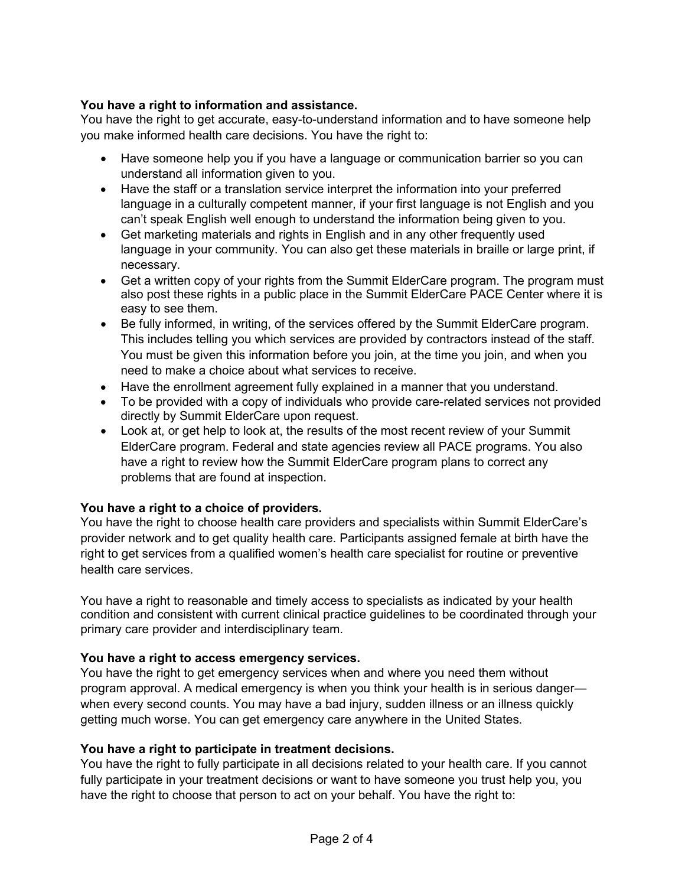**You have a right to information and assistance.**
You have the right to get accurate, easy-to-understand information and to have someone help you make informed health care decisions. You have the right to:

- Have someone help you if you have a language or communication barrier so you can understand all information given to you.
- Have the staff or a translation service interpret the information into your preferred language in a culturally competent manner, if your first language is not English and you can't speak English well enough to understand the information being given to you.
- Get marketing materials and rights in English and in any other frequently used language in your community. You can also get these materials in braille or large print, if necessary.
- Get a written copy of your rights from the Summit ElderCare program. The program must also post these rights in a public place in the Summit ElderCare PACE Center where it is easy to see them.
- Be fully informed, in writing, of the services offered by the Summit ElderCare program. This includes telling you which services are provided by contractors instead of the staff. You must be given this information before you join, at the time you join, and when you need to make a choice about what services to receive.
- Have the enrollment agreement fully explained in a manner that you understand.
- To be provided with a copy of individuals who provide care-related services not provided directly by Summit ElderCare upon request.
- Look at, or get help to look at, the results of the most recent review of your Summit ElderCare program. Federal and state agencies review all PACE programs. You also have a right to review how the Summit ElderCare program plans to correct any problems that are found at inspection.

**You have a right to a choice of providers.**
You have the right to choose health care providers and specialists within Summit ElderCare's provider network and to get quality health care. Participants assigned female at birth have the right to get services from a qualified women's health care specialist for routine or preventive health care services.

You have a right to reasonable and timely access to specialists as indicated by your health condition and consistent with current clinical practice guidelines to be coordinated through your primary care provider and interdisciplinary team.

**You have a right to access emergency services.**
You have the right to get emergency services when and where you need them without program approval. A medical emergency is when you think your health is in serious danger—when every second counts. You may have a bad injury, sudden illness or an illness quickly getting much worse. You can get emergency care anywhere in the United States.

**You have a right to participate in treatment decisions.**
You have the right to fully participate in all decisions related to your health care. If you cannot fully participate in your treatment decisions or want to have someone you trust help you, you have the right to choose that person to act on your behalf. You have the right to: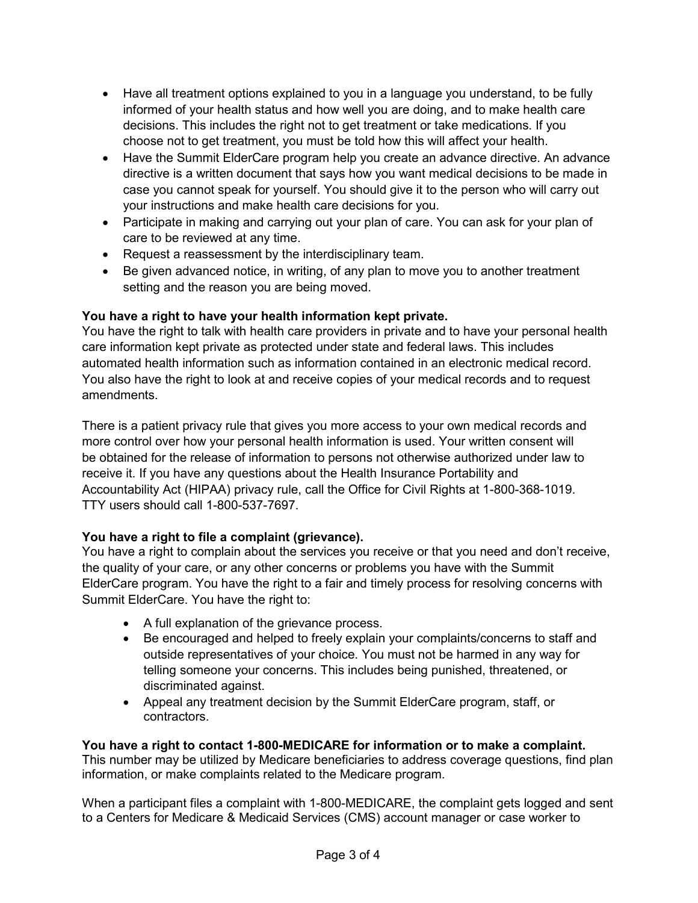- Have all treatment options explained to you in a language you understand, to be fully informed of your health status and how well you are doing, and to make health care decisions. This includes the right not to get treatment or take medications. If you choose not to get treatment, you must be told how this will affect your health.
- Have the Summit ElderCare program help you create an advance directive. An advance directive is a written document that says how you want medical decisions to be made in case you cannot speak for yourself. You should give it to the person who will carry out your instructions and make health care decisions for you.
- Participate in making and carrying out your plan of care. You can ask for your plan of care to be reviewed at any time.
- Request a reassessment by the interdisciplinary team.
- Be given advanced notice, in writing, of any plan to move you to another treatment setting and the reason you are being moved.

**You have a right to have your health information kept private.**
You have the right to talk with health care providers in private and to have your personal health care information kept private as protected under state and federal laws. This includes automated health information such as information contained in an electronic medical record. You also have the right to look at and receive copies of your medical records and to request amendments.

There is a patient privacy rule that gives you more access to your own medical records and more control over how your personal health information is used. Your written consent will be obtained for the release of information to persons not otherwise authorized under law to receive it. If you have any questions about the Health Insurance Portability and Accountability Act (HIPAA) privacy rule, call the Office for Civil Rights at 1-800-368-1019. TTY users should call 1-800-537-7697.

**You have a right to file a complaint (grievance).**
You have a right to complain about the services you receive or that you need and don't receive, the quality of your care, or any other concerns or problems you have with the Summit ElderCare program. You have the right to a fair and timely process for resolving concerns with Summit ElderCare. You have the right to:

- A full explanation of the grievance process.
- Be encouraged and helped to freely explain your complaints/concerns to staff and outside representatives of your choice. You must not be harmed in any way for telling someone your concerns. This includes being punished, threatened, or discriminated against.
- Appeal any treatment decision by the Summit ElderCare program, staff, or contractors.

**You have a right to contact 1-800-MEDICARE for information or to make a complaint.**
This number may be utilized by Medicare beneficiaries to address coverage questions, find plan information, or make complaints related to the Medicare program.

When a participant files a complaint with 1-800-MEDICARE, the complaint gets logged and sent to a Centers for Medicare & Medicaid Services (CMS) account manager or case worker to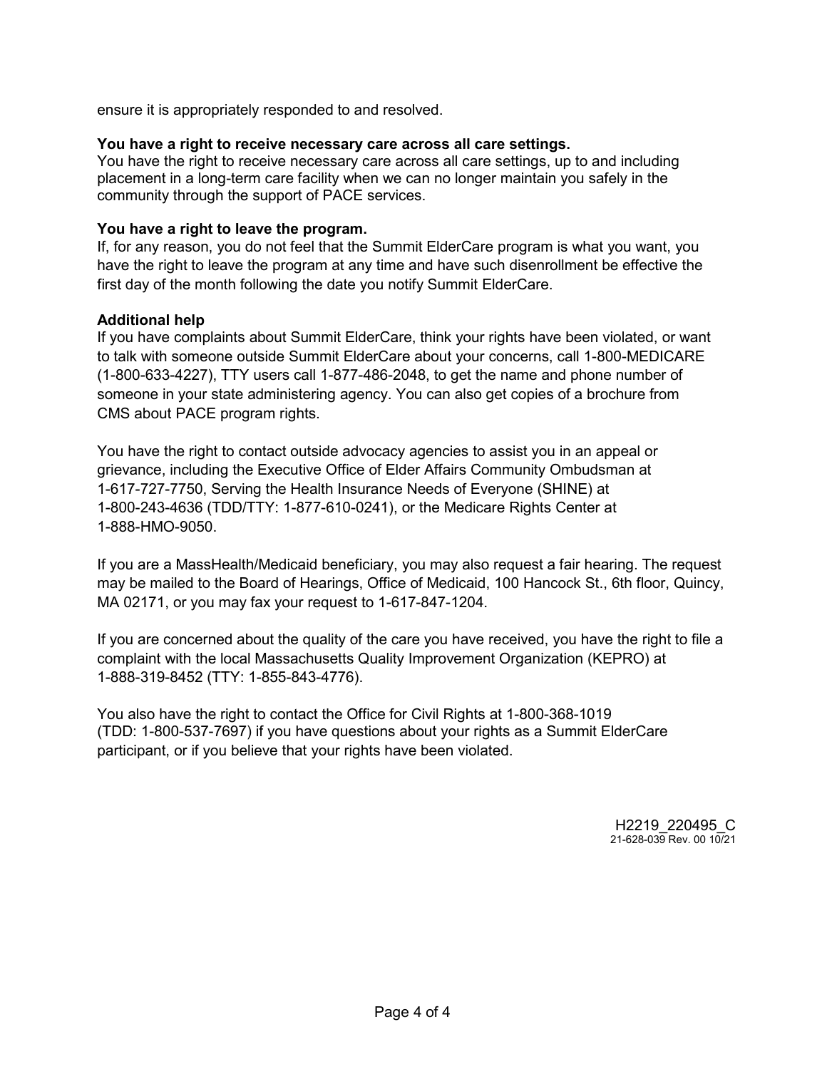ensure it is appropriately responded to and resolved.

**You have a right to receive necessary care across all care settings.**
You have the right to receive necessary care across all care settings, up to and including placement in a long-term care facility when we can no longer maintain you safely in the community through the support of PACE services.

**You have a right to leave the program.**
If, for any reason, you do not feel that the Summit ElderCare program is what you want, you have the right to leave the program at any time and have such disenrollment be effective the first day of the month following the date you notify Summit ElderCare.

**Additional help**
If you have complaints about Summit ElderCare, think your rights have been violated, or want to talk with someone outside Summit ElderCare about your concerns, call 1-800-MEDICARE (1-800-633-4227), TTY users call 1-877-486-2048, to get the name and phone number of someone in your state administering agency. You can also get copies of a brochure from CMS about PACE program rights.

You have the right to contact outside advocacy agencies to assist you in an appeal or grievance, including the Executive Office of Elder Affairs Community Ombudsman at 1-617-727-7750, Serving the Health Insurance Needs of Everyone (SHINE) at 1-800-243-4636 (TDD/TTY: 1-877-610-0241), or the Medicare Rights Center at 1-888-HMO-9050.

If you are a MassHealth/Medicaid beneficiary, you may also request a fair hearing. The request may be mailed to the Board of Hearings, Office of Medicaid, 100 Hancock St., 6th floor, Quincy, MA 02171, or you may fax your request to 1-617-847-1204.

If you are concerned about the quality of the care you have received, you have the right to file a complaint with the local Massachusetts Quality Improvement Organization (KEPRO) at 1-888-319-8452 (TTY: 1-855-843-4776).

You also have the right to contact the Office for Civil Rights at 1-800-368-1019 (TDD: 1-800-537-7697) if you have questions about your rights as a Summit ElderCare participant, or if you believe that your rights have been violated.

H2219_220495_C
21-628-039 Rev. 00 10/21